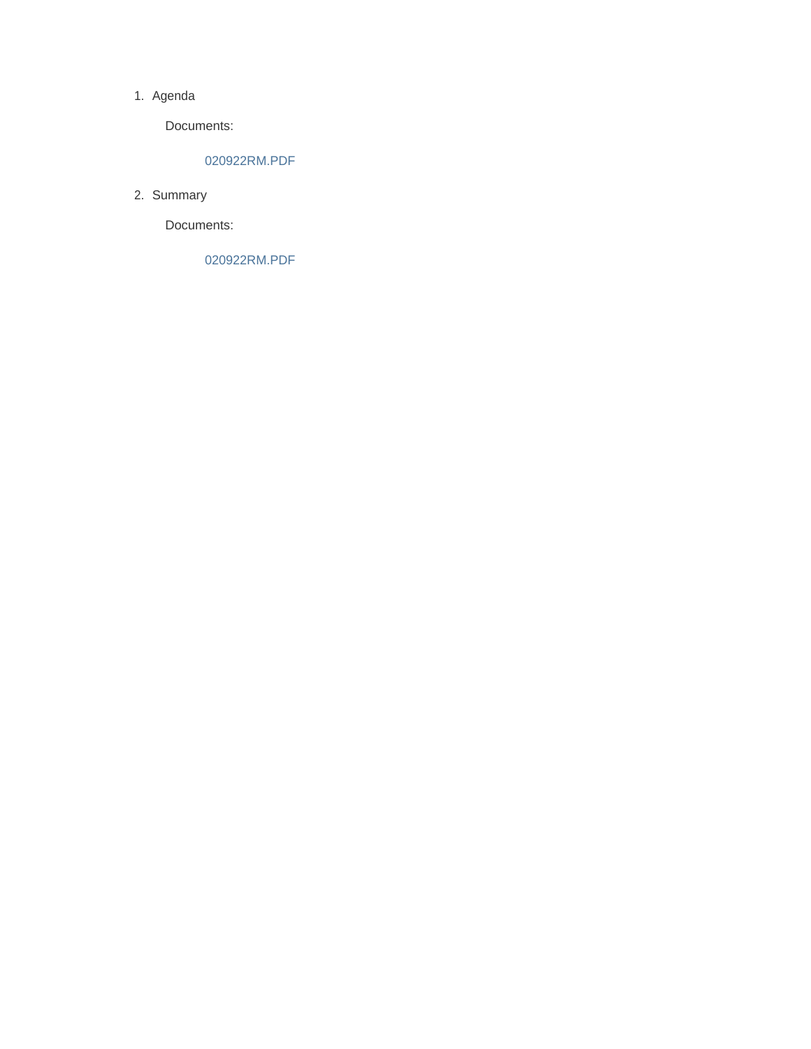1. Agenda

   Documents:

   020922RM.PDF

2. Summary

   Documents:

   020922RM.PDF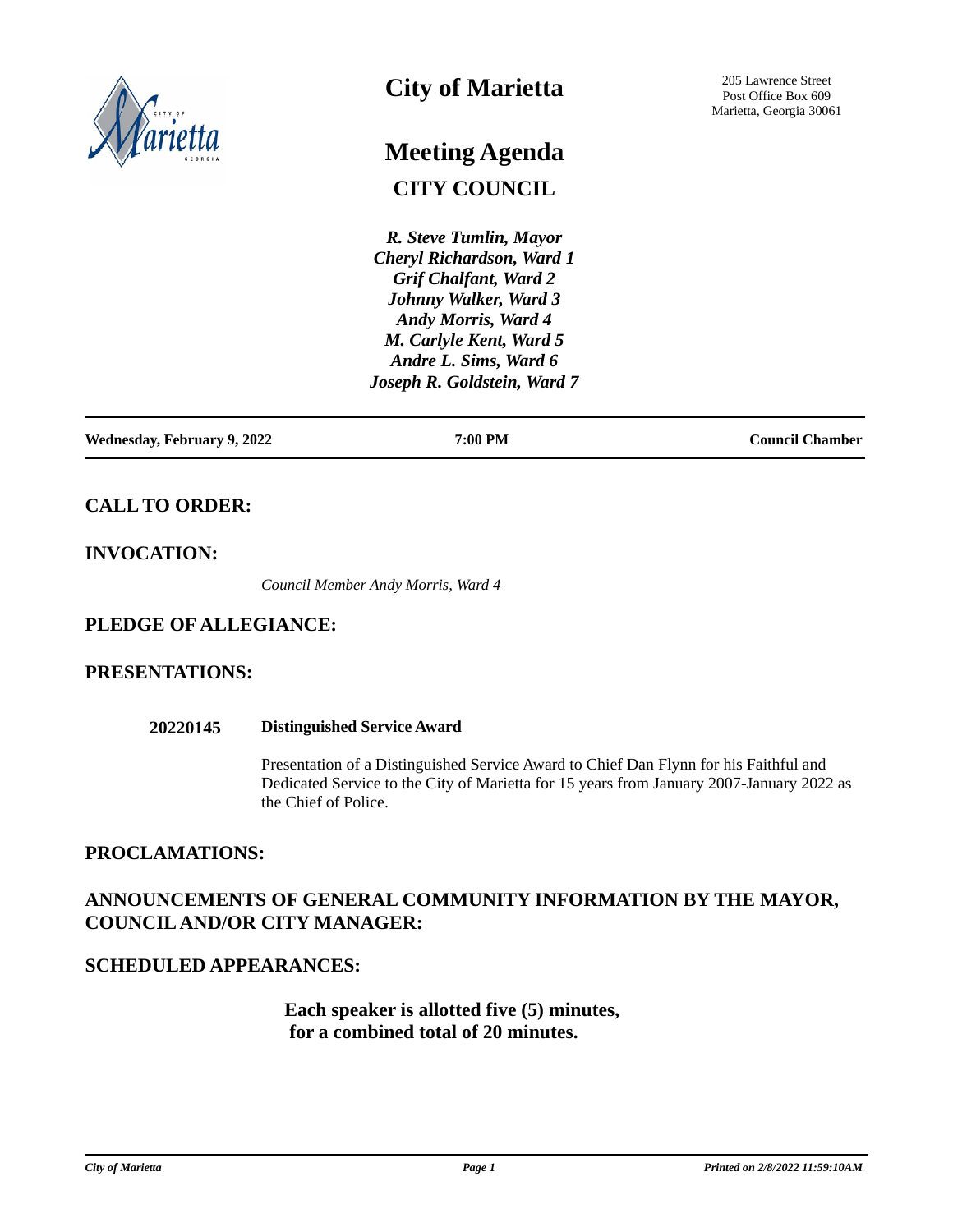# City of Marietta

205 Lawrence Street
Post Office Box 609
Marietta, Georgia 30061

# Meeting Agenda

## CITY COUNCIL

*R. Steve Tumlin, Mayor*
*Cheryl Richardson, Ward 1*
*Grif Chalfant, Ward 2*
*Johnny Walker, Ward 3*
*Andy Morris, Ward 4*
*M. Carlyle Kent, Ward 5*
*Andre L. Sims, Ward 6*
*Joseph R. Goldstein, Ward 7*

| Wednesday, February 9, 2022 | 7:00 PM | Council Chamber |
|---|---|---|

## CALL TO ORDER:

## INVOCATION:

*Council Member Andy Morris, Ward 4*

## PLEDGE OF ALLEGIANCE:

## PRESENTATIONS:

**20220145** **Distinguished Service Award**

Presentation of a Distinguished Service Award to Chief Dan Flynn for his Faithful and Dedicated Service to the City of Marietta for 15 years from January 2007-January 2022 as the Chief of Police.

## PROCLAMATIONS:

## ANNOUNCEMENTS OF GENERAL COMMUNITY INFORMATION BY THE MAYOR, COUNCIL AND/OR CITY MANAGER:

## SCHEDULED APPEARANCES:

**Each speaker is allotted five (5) minutes, for a combined total of 20 minutes.**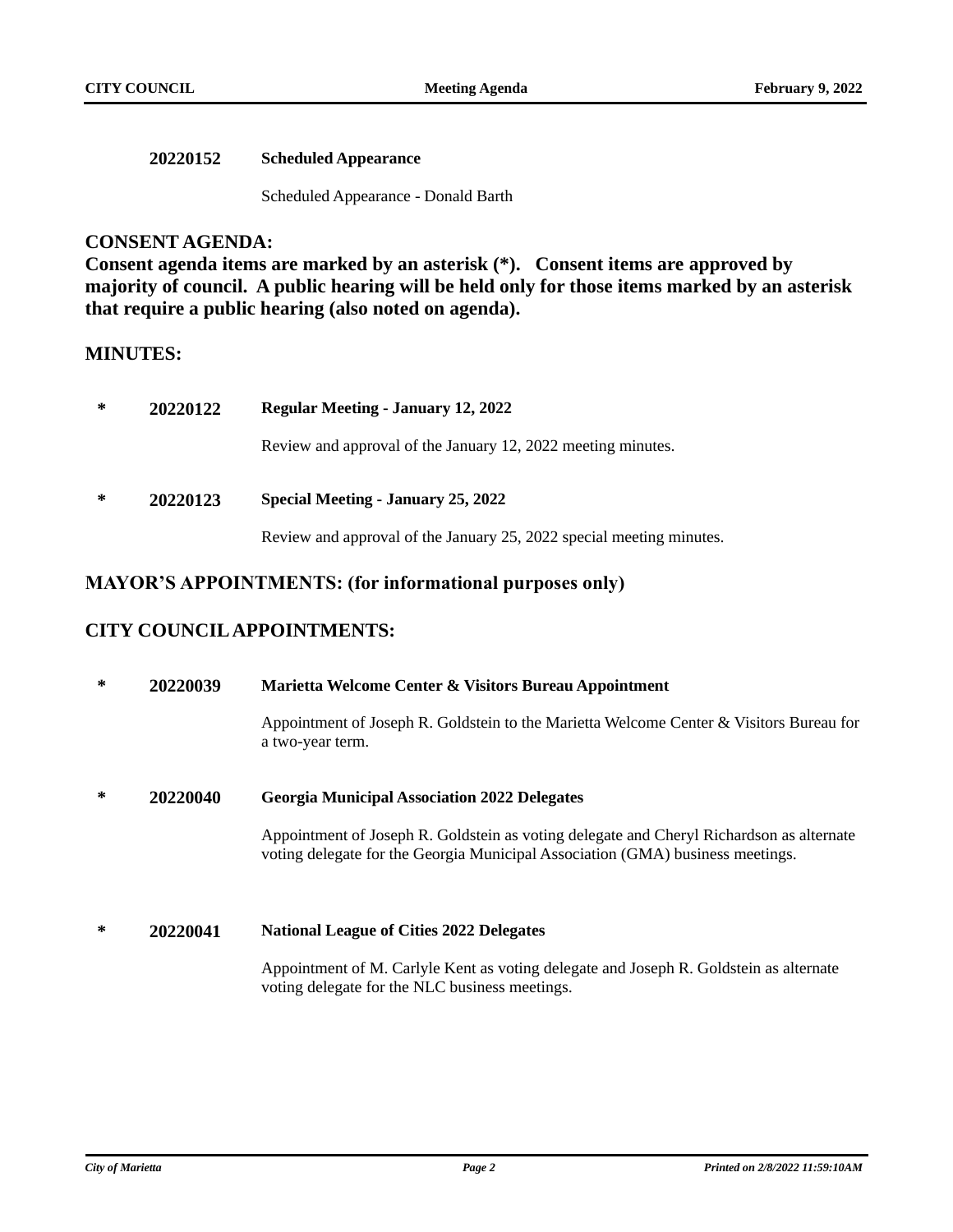**20220152** **Scheduled Appearance**

Scheduled Appearance - Donald Barth

## CONSENT AGENDA:

**Consent agenda items are marked by an asterisk (*). Consent items are approved by majority of council. A public hearing will be held only for those items marked by an asterisk that require a public hearing (also noted on agenda).**

## MINUTES:

\* **20220122** **Regular Meeting - January 12, 2022**

Review and approval of the January 12, 2022 meeting minutes.

\* **20220123** **Special Meeting - January 25, 2022**

Review and approval of the January 25, 2022 special meeting minutes.

## MAYOR'S APPOINTMENTS: (for informational purposes only)

## CITY COUNCIL APPOINTMENTS:

\* **20220039** **Marietta Welcome Center & Visitors Bureau Appointment**

Appointment of Joseph R. Goldstein to the Marietta Welcome Center & Visitors Bureau for a two-year term.

\* **20220040** **Georgia Municipal Association 2022 Delegates**

Appointment of Joseph R. Goldstein as voting delegate and Cheryl Richardson as alternate voting delegate for the Georgia Municipal Association (GMA) business meetings.

\* **20220041** **National League of Cities 2022 Delegates**

Appointment of M. Carlyle Kent as voting delegate and Joseph R. Goldstein as alternate voting delegate for the NLC business meetings.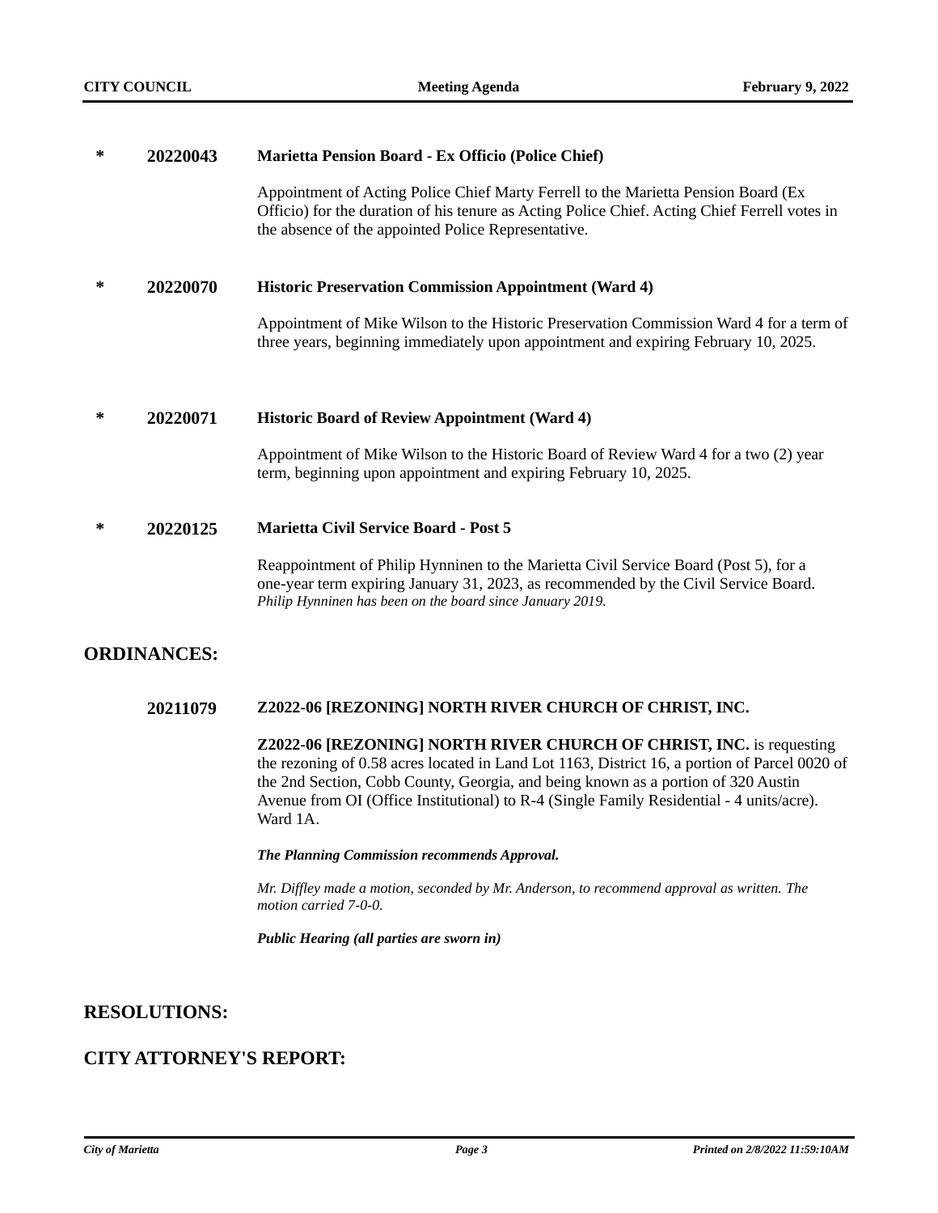**\*** **20220043** **Marietta Pension Board - Ex Officio (Police Chief)**

Appointment of Acting Police Chief Marty Ferrell to the Marietta Pension Board (Ex Officio) for the duration of his tenure as Acting Police Chief. Acting Chief Ferrell votes in the absence of the appointed Police Representative.

**\*** **20220070** **Historic Preservation Commission Appointment (Ward 4)**

Appointment of Mike Wilson to the Historic Preservation Commission Ward 4 for a term of three years, beginning immediately upon appointment and expiring February 10, 2025.

**\*** **20220071** **Historic Board of Review Appointment (Ward 4)**

Appointment of Mike Wilson to the Historic Board of Review Ward 4 for a two (2) year term, beginning upon appointment and expiring February 10, 2025.

**\*** **20220125** **Marietta Civil Service Board - Post 5**

Reappointment of Philip Hynninen to the Marietta Civil Service Board (Post 5), for a one-year term expiring January 31, 2023, as recommended by the Civil Service Board.
*Philip Hynninen has been on the board since January 2019.*

## ORDINANCES:

**20211079** **Z2022-06 [REZONING] NORTH RIVER CHURCH OF CHRIST, INC.**

**Z2022-06 [REZONING] NORTH RIVER CHURCH OF CHRIST, INC.** is requesting the rezoning of 0.58 acres located in Land Lot 1163, District 16, a portion of Parcel 0020 of the 2nd Section, Cobb County, Georgia, and being known as a portion of 320 Austin Avenue from OI (Office Institutional) to R-4 (Single Family Residential - 4 units/acre). Ward 1A.

***The Planning Commission recommends Approval.***

*Mr. Diffley made a motion, seconded by Mr. Anderson, to recommend approval as written. The motion carried 7-0-0.*

***Public Hearing (all parties are sworn in)***

## RESOLUTIONS:

## CITY ATTORNEY'S REPORT: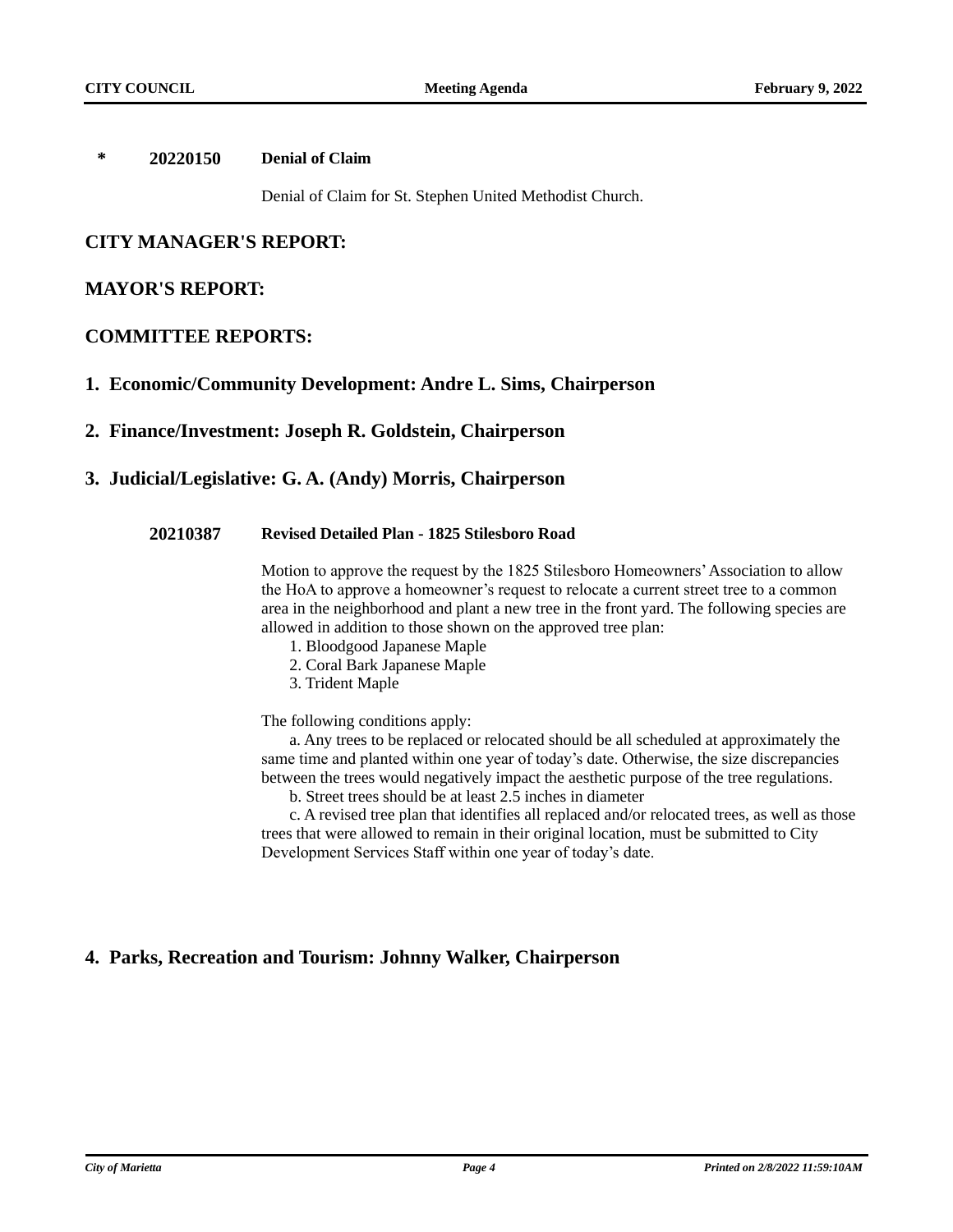**\*** **20220150** **Denial of Claim**

Denial of Claim for St. Stephen United Methodist Church.

## CITY MANAGER'S REPORT:

## MAYOR'S REPORT:

## COMMITTEE REPORTS:

### 1. Economic/Community Development: Andre L. Sims, Chairperson

### 2. Finance/Investment: Joseph R. Goldstein, Chairperson

### 3. Judicial/Legislative: G. A. (Andy) Morris, Chairperson

**20210387** **Revised Detailed Plan - 1825 Stilesboro Road**

Motion to approve the request by the 1825 Stilesboro Homeowners' Association to allow the HoA to approve a homeowner's request to relocate a current street tree to a common area in the neighborhood and plant a new tree in the front yard. The following species are allowed in addition to those shown on the approved tree plan:

1. Bloodgood Japanese Maple
2. Coral Bark Japanese Maple
3. Trident Maple

The following conditions apply:

a. Any trees to be replaced or relocated should be all scheduled at approximately the same time and planted within one year of today's date. Otherwise, the size discrepancies between the trees would negatively impact the aesthetic purpose of the tree regulations.

b. Street trees should be at least 2.5 inches in diameter

c. A revised tree plan that identifies all replaced and/or relocated trees, as well as those trees that were allowed to remain in their original location, must be submitted to City Development Services Staff within one year of today's date.

### 4. Parks, Recreation and Tourism: Johnny Walker, Chairperson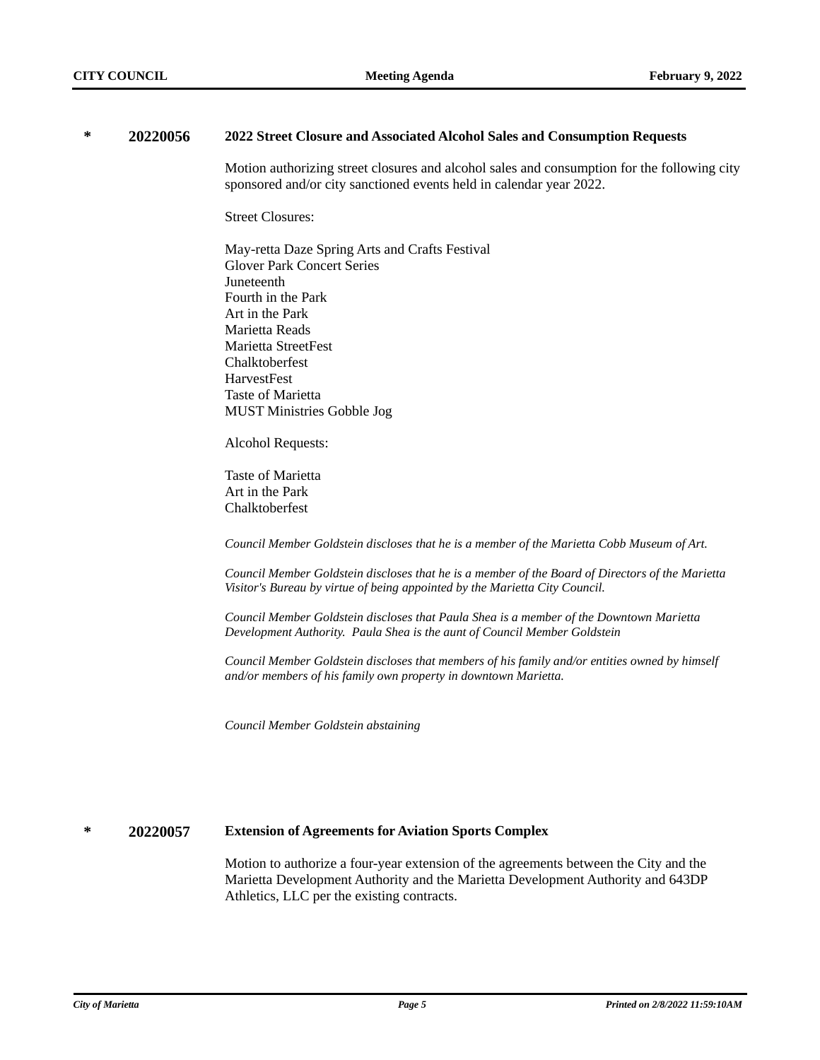**\* 20220056 2022 Street Closure and Associated Alcohol Sales and Consumption Requests**

Motion authorizing street closures and alcohol sales and consumption for the following city sponsored and/or city sanctioned events held in calendar year 2022.

Street Closures:

May-retta Daze Spring Arts and Crafts Festival
Glover Park Concert Series
Juneteenth
Fourth in the Park
Art in the Park
Marietta Reads
Marietta StreetFest
Chalktoberfest
HarvestFest
Taste of Marietta
MUST Ministries Gobble Jog

Alcohol Requests:

Taste of Marietta
Art in the Park
Chalktoberfest

*Council Member Goldstein discloses that he is a member of the Marietta Cobb Museum of Art.*

*Council Member Goldstein discloses that he is a member of the Board of Directors of the Marietta Visitor's Bureau by virtue of being appointed by the Marietta City Council.*

*Council Member Goldstein discloses that Paula Shea is a member of the Downtown Marietta Development Authority. Paula Shea is the aunt of Council Member Goldstein*

*Council Member Goldstein discloses that members of his family and/or entities owned by himself and/or members of his family own property in downtown Marietta.*

*Council Member Goldstein abstaining*

**\* 20220057 Extension of Agreements for Aviation Sports Complex**

Motion to authorize a four-year extension of the agreements between the City and the Marietta Development Authority and the Marietta Development Authority and 643DP Athletics, LLC per the existing contracts.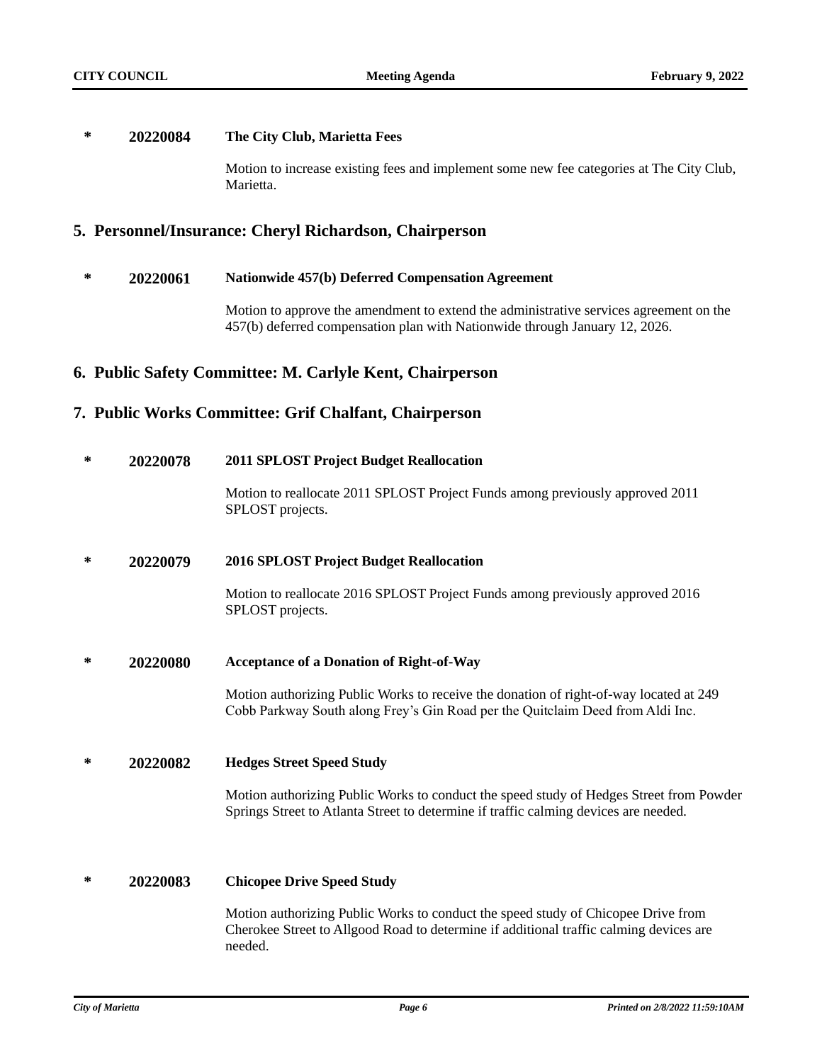\* **20220084** **The City Club, Marietta Fees**

Motion to increase existing fees and implement some new fee categories at The City Club, Marietta.

## 5. Personnel/Insurance: Cheryl Richardson, Chairperson

\* **20220061** **Nationwide 457(b) Deferred Compensation Agreement**

Motion to approve the amendment to extend the administrative services agreement on the 457(b) deferred compensation plan with Nationwide through January 12, 2026.

## 6. Public Safety Committee: M. Carlyle Kent, Chairperson

## 7. Public Works Committee: Grif Chalfant, Chairperson

\* **20220078** **2011 SPLOST Project Budget Reallocation**

Motion to reallocate 2011 SPLOST Project Funds among previously approved 2011 SPLOST projects.

\* **20220079** **2016 SPLOST Project Budget Reallocation**

Motion to reallocate 2016 SPLOST Project Funds among previously approved 2016 SPLOST projects.

\* **20220080** **Acceptance of a Donation of Right-of-Way**

Motion authorizing Public Works to receive the donation of right-of-way located at 249 Cobb Parkway South along Frey's Gin Road per the Quitclaim Deed from Aldi Inc.

\* **20220082** **Hedges Street Speed Study**

Motion authorizing Public Works to conduct the speed study of Hedges Street from Powder Springs Street to Atlanta Street to determine if traffic calming devices are needed.

\* **20220083** **Chicopee Drive Speed Study**

Motion authorizing Public Works to conduct the speed study of Chicopee Drive from Cherokee Street to Allgood Road to determine if additional traffic calming devices are needed.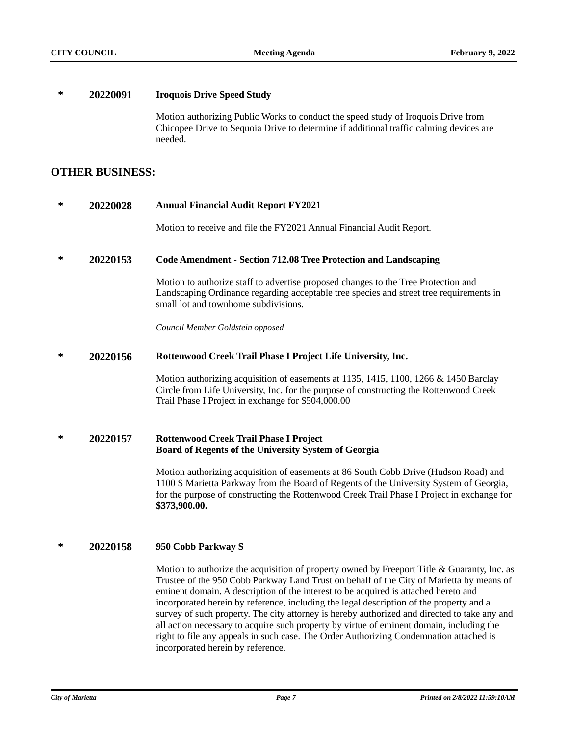**\*** **20220091** **Iroquois Drive Speed Study**

Motion authorizing Public Works to conduct the speed study of Iroquois Drive from Chicopee Drive to Sequoia Drive to determine if additional traffic calming devices are needed.

## OTHER BUSINESS:

**\*** **20220028** **Annual Financial Audit Report FY2021**

Motion to receive and file the FY2021 Annual Financial Audit Report.

**\*** **20220153** **Code Amendment - Section 712.08 Tree Protection and Landscaping**

Motion to authorize staff to advertise proposed changes to the Tree Protection and Landscaping Ordinance regarding acceptable tree species and street tree requirements in small lot and townhome subdivisions.

*Council Member Goldstein opposed*

**\*** **20220156** **Rottenwood Creek Trail Phase I Project Life University, Inc.**

Motion authorizing acquisition of easements at 1135, 1415, 1100, 1266 & 1450 Barclay Circle from Life University, Inc. for the purpose of constructing the Rottenwood Creek Trail Phase I Project in exchange for $504,000.00

**\*** **20220157** **Rottenwood Creek Trail Phase I Project**
**Board of Regents of the University System of Georgia**

Motion authorizing acquisition of easements at 86 South Cobb Drive (Hudson Road) and 1100 S Marietta Parkway from the Board of Regents of the University System of Georgia, for the purpose of constructing the Rottenwood Creek Trail Phase I Project in exchange for **$373,900.00.**

**\*** **20220158** **950 Cobb Parkway S**

Motion to authorize the acquisition of property owned by Freeport Title & Guaranty, Inc. as Trustee of the 950 Cobb Parkway Land Trust on behalf of the City of Marietta by means of eminent domain. A description of the interest to be acquired is attached hereto and incorporated herein by reference, including the legal description of the property and a survey of such property. The city attorney is hereby authorized and directed to take any and all action necessary to acquire such property by virtue of eminent domain, including the right to file any appeals in such case. The Order Authorizing Condemnation attached is incorporated herein by reference.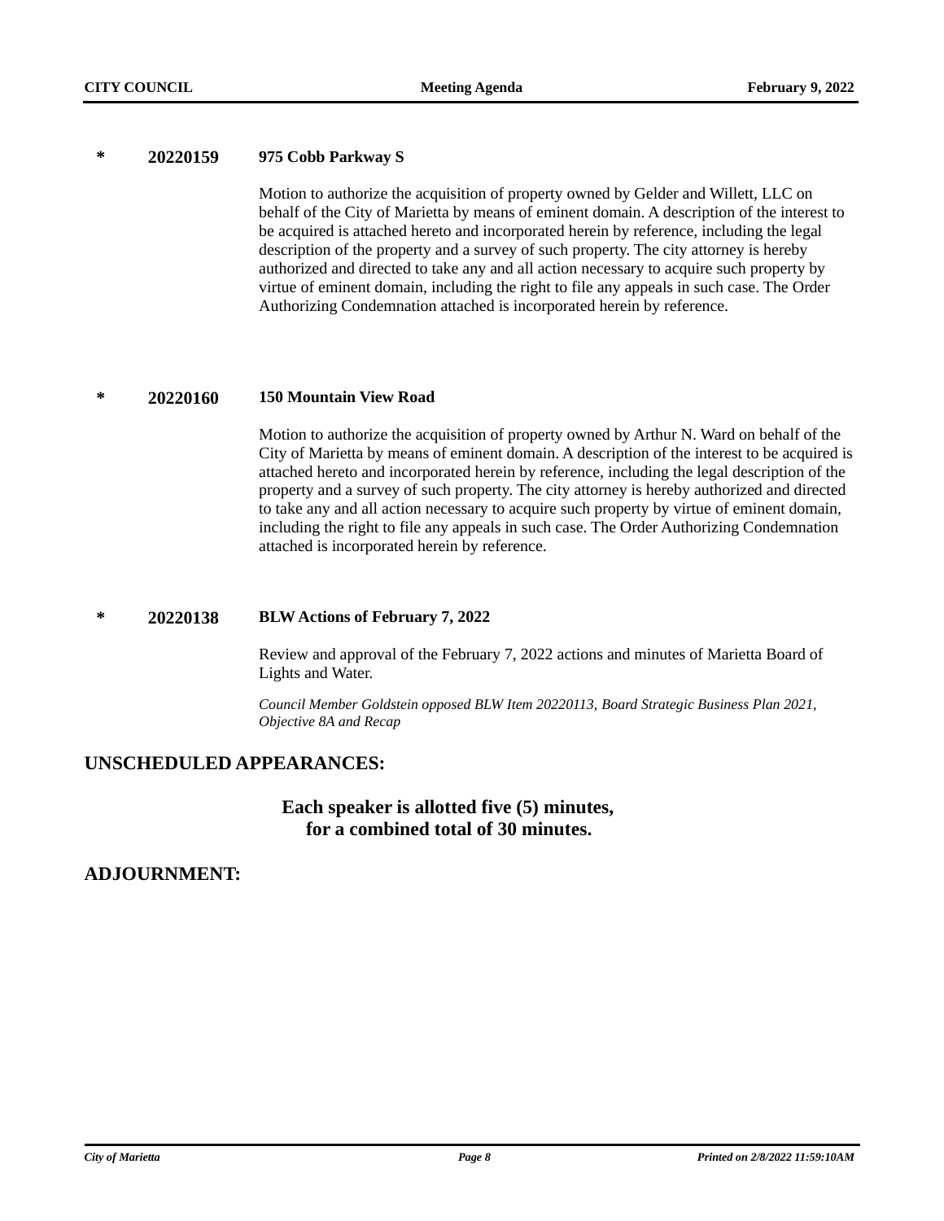**\*** **20220159** **975 Cobb Parkway S**

Motion to authorize the acquisition of property owned by Gelder and Willett, LLC on behalf of the City of Marietta by means of eminent domain. A description of the interest to be acquired is attached hereto and incorporated herein by reference, including the legal description of the property and a survey of such property. The city attorney is hereby authorized and directed to take any and all action necessary to acquire such property by virtue of eminent domain, including the right to file any appeals in such case. The Order Authorizing Condemnation attached is incorporated herein by reference.

**\*** **20220160** **150 Mountain View Road**

Motion to authorize the acquisition of property owned by Arthur N. Ward on behalf of the City of Marietta by means of eminent domain. A description of the interest to be acquired is attached hereto and incorporated herein by reference, including the legal description of the property and a survey of such property. The city attorney is hereby authorized and directed to take any and all action necessary to acquire such property by virtue of eminent domain, including the right to file any appeals in such case. The Order Authorizing Condemnation attached is incorporated herein by reference.

**\*** **20220138** **BLW Actions of February 7, 2022**

Review and approval of the February 7, 2022 actions and minutes of Marietta Board of Lights and Water.

*Council Member Goldstein opposed BLW Item 20220113, Board Strategic Business Plan 2021, Objective 8A and Recap*

## UNSCHEDULED APPEARANCES:

**Each speaker is allotted five (5) minutes, for a combined total of 30 minutes.**

## ADJOURNMENT: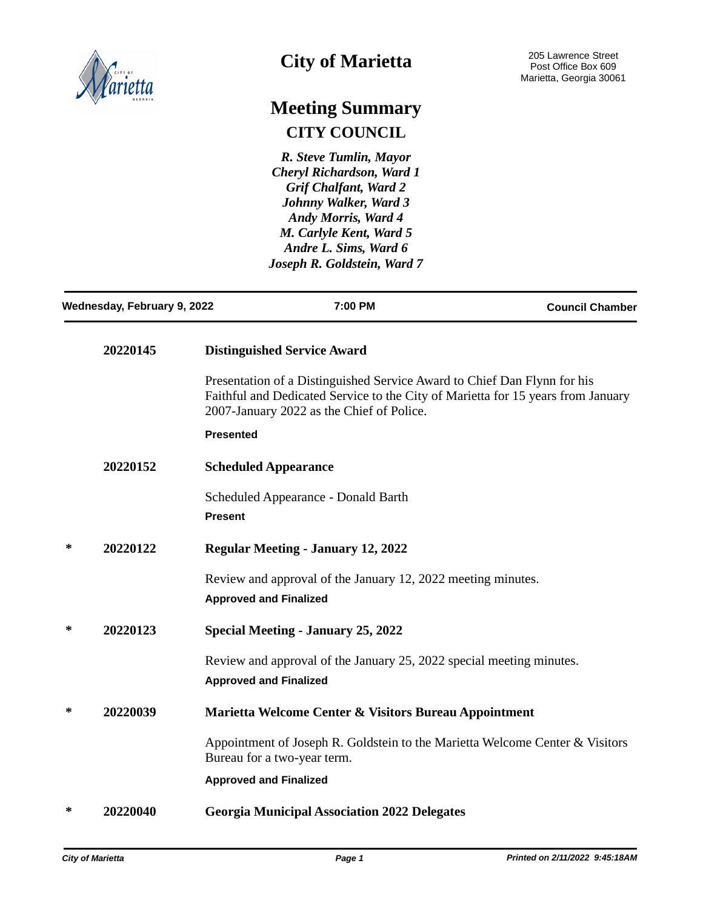# City of Marietta

205 Lawrence Street
Post Office Box 609
Marietta, Georgia 30061

## Meeting Summary

### CITY COUNCIL

*R. Steve Tumlin, Mayor*
*Cheryl Richardson, Ward 1*
*Grif Chalfant, Ward 2*
*Johnny Walker, Ward 3*
*Andy Morris, Ward 4*
*M. Carlyle Kent, Ward 5*
*Andre L. Sims, Ward 6*
*Joseph R. Goldstein, Ward 7*

| Wednesday, February 9, 2022 | 7:00 PM | Council Chamber |
|---|---|---|

**20220145** — **Distinguished Service Award**

Presentation of a Distinguished Service Award to Chief Dan Flynn for his Faithful and Dedicated Service to the City of Marietta for 15 years from January 2007-January 2022 as the Chief of Police.

**Presented**

**20220152** — **Scheduled Appearance**

Scheduled Appearance - Donald Barth

**Present**

\* **20220122** — **Regular Meeting - January 12, 2022**

Review and approval of the January 12, 2022 meeting minutes.

**Approved and Finalized**

\* **20220123** — **Special Meeting - January 25, 2022**

Review and approval of the January 25, 2022 special meeting minutes.

**Approved and Finalized**

\* **20220039** — **Marietta Welcome Center & Visitors Bureau Appointment**

Appointment of Joseph R. Goldstein to the Marietta Welcome Center & Visitors Bureau for a two-year term.

**Approved and Finalized**

\* **20220040** — **Georgia Municipal Association 2022 Delegates**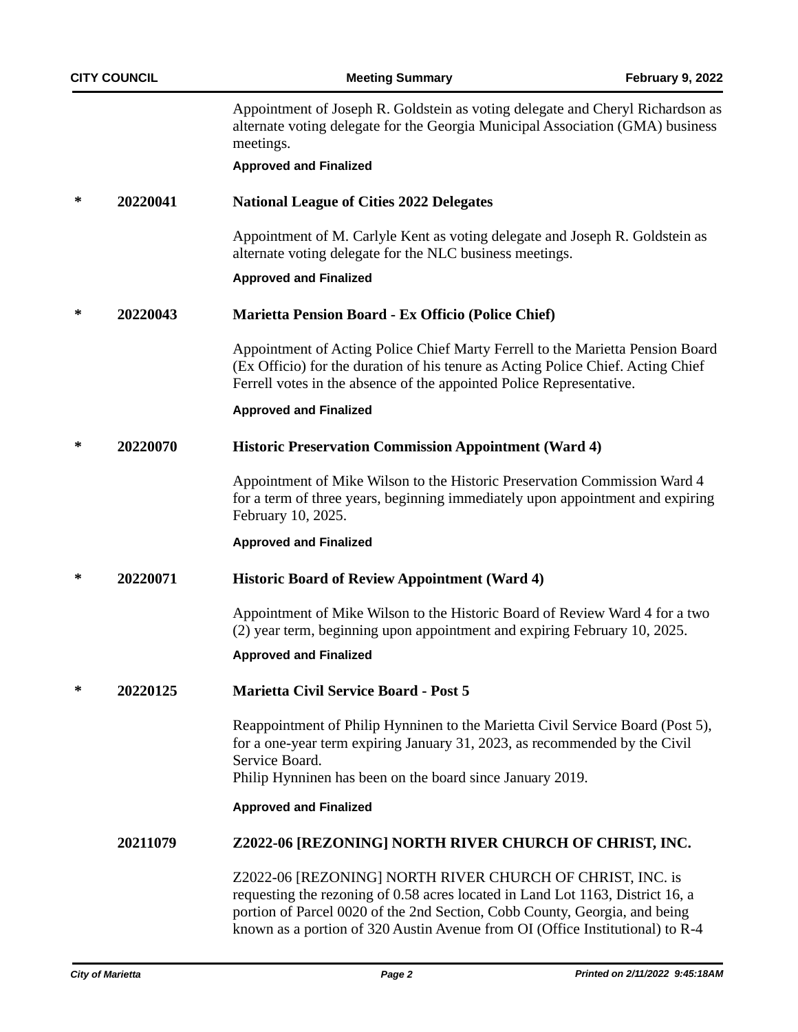Appointment of Joseph R. Goldstein as voting delegate and Cheryl Richardson as alternate voting delegate for the Georgia Municipal Association (GMA) business meetings.

**Approved and Finalized**

\* **20220041** **National League of Cities 2022 Delegates**

Appointment of M. Carlyle Kent as voting delegate and Joseph R. Goldstein as alternate voting delegate for the NLC business meetings.

**Approved and Finalized**

\* **20220043** **Marietta Pension Board - Ex Officio (Police Chief)**

Appointment of Acting Police Chief Marty Ferrell to the Marietta Pension Board (Ex Officio) for the duration of his tenure as Acting Police Chief. Acting Chief Ferrell votes in the absence of the appointed Police Representative.

**Approved and Finalized**

\* **20220070** **Historic Preservation Commission Appointment (Ward 4)**

Appointment of Mike Wilson to the Historic Preservation Commission Ward 4 for a term of three years, beginning immediately upon appointment and expiring February 10, 2025.

**Approved and Finalized**

\* **20220071** **Historic Board of Review Appointment (Ward 4)**

Appointment of Mike Wilson to the Historic Board of Review Ward 4 for a two (2) year term, beginning upon appointment and expiring February 10, 2025.

**Approved and Finalized**

\* **20220125** **Marietta Civil Service Board - Post 5**

Reappointment of Philip Hynninen to the Marietta Civil Service Board (Post 5), for a one-year term expiring January 31, 2023, as recommended by the Civil Service Board.
Philip Hynninen has been on the board since January 2019.

**Approved and Finalized**

**20211079** **Z2022-06 [REZONING] NORTH RIVER CHURCH OF CHRIST, INC.**

Z2022-06 [REZONING] NORTH RIVER CHURCH OF CHRIST, INC. is requesting the rezoning of 0.58 acres located in Land Lot 1163, District 16, a portion of Parcel 0020 of the 2nd Section, Cobb County, Georgia, and being known as a portion of 320 Austin Avenue from OI (Office Institutional) to R-4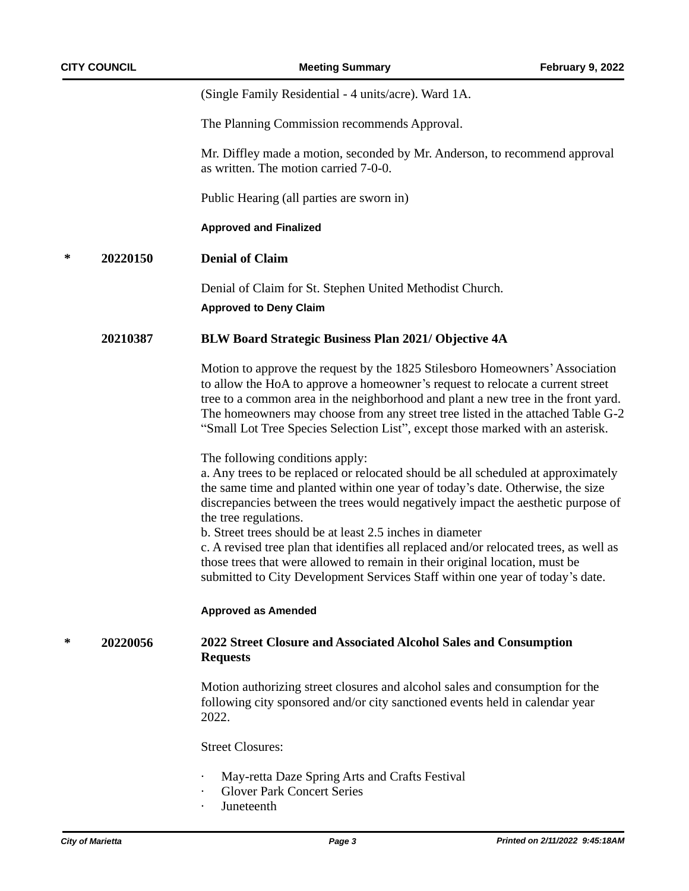(Single Family Residential - 4 units/acre). Ward 1A.

The Planning Commission recommends Approval.

Mr. Diffley made a motion, seconded by Mr. Anderson, to recommend approval as written. The motion carried 7-0-0.

Public Hearing (all parties are sworn in)

**Approved and Finalized**

**\* 20220150 Denial of Claim**

Denial of Claim for St. Stephen United Methodist Church.

**Approved to Deny Claim**

**20210387 BLW Board Strategic Business Plan 2021/ Objective 4A**

Motion to approve the request by the 1825 Stilesboro Homeowners' Association to allow the HoA to approve a homeowner's request to relocate a current street tree to a common area in the neighborhood and plant a new tree in the front yard. The homeowners may choose from any street tree listed in the attached Table G-2 "Small Lot Tree Species Selection List", except those marked with an asterisk.

The following conditions apply:
a. Any trees to be replaced or relocated should be all scheduled at approximately the same time and planted within one year of today's date. Otherwise, the size discrepancies between the trees would negatively impact the aesthetic purpose of the tree regulations.
b. Street trees should be at least 2.5 inches in diameter
c. A revised tree plan that identifies all replaced and/or relocated trees, as well as those trees that were allowed to remain in their original location, must be submitted to City Development Services Staff within one year of today's date.

**Approved as Amended**

**\* 20220056 2022 Street Closure and Associated Alcohol Sales and Consumption Requests**

Motion authorizing street closures and alcohol sales and consumption for the following city sponsored and/or city sanctioned events held in calendar year 2022.

Street Closures:

- May-retta Daze Spring Arts and Crafts Festival
- Glover Park Concert Series
- Juneteenth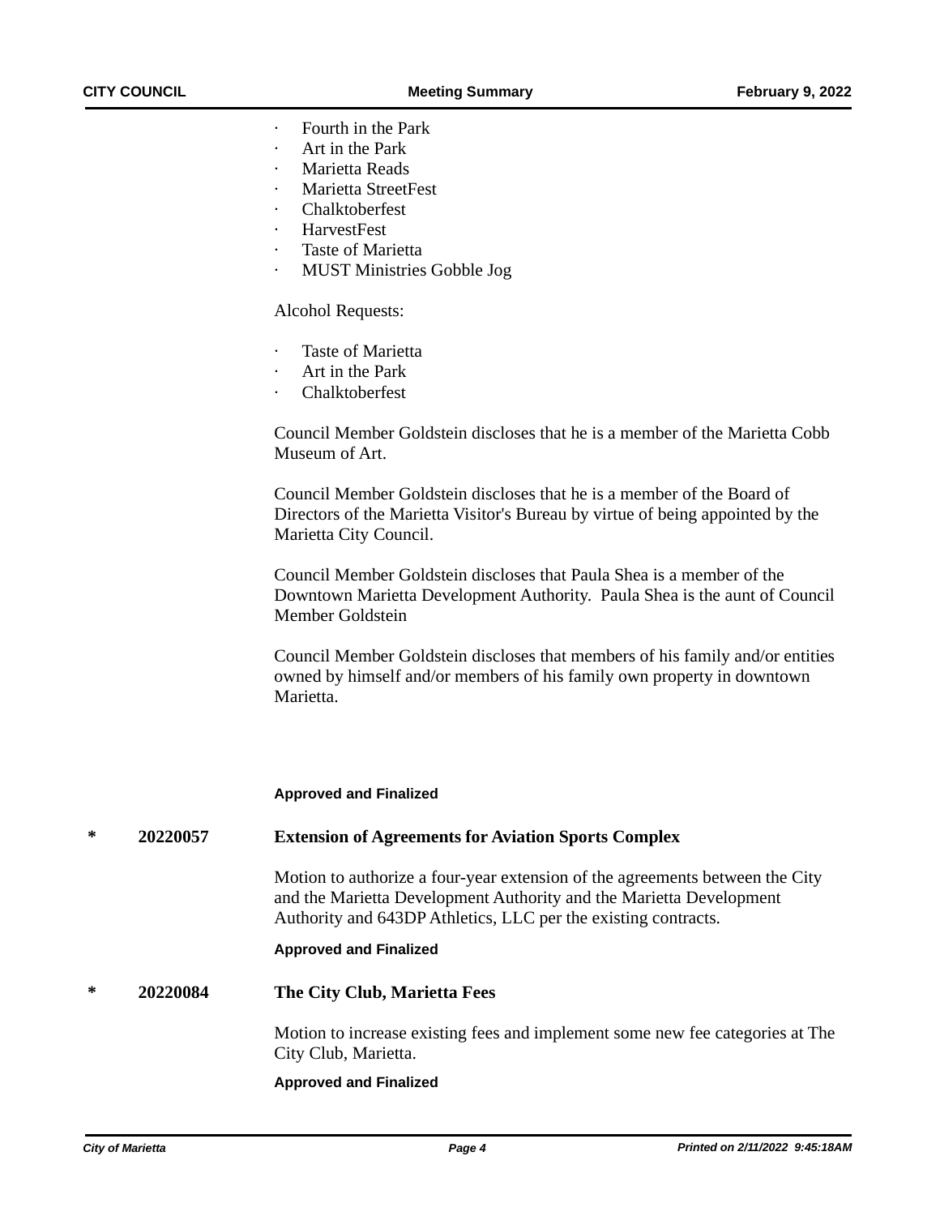- Fourth in the Park
- Art in the Park
- Marietta Reads
- Marietta StreetFest
- Chalktoberfest
- HarvestFest
- Taste of Marietta
- MUST Ministries Gobble Jog

Alcohol Requests:

- Taste of Marietta
- Art in the Park
- Chalktoberfest

Council Member Goldstein discloses that he is a member of the Marietta Cobb Museum of Art.

Council Member Goldstein discloses that he is a member of the Board of Directors of the Marietta Visitor's Bureau by virtue of being appointed by the Marietta City Council.

Council Member Goldstein discloses that Paula Shea is a member of the Downtown Marietta Development Authority. Paula Shea is the aunt of Council Member Goldstein

Council Member Goldstein discloses that members of his family and/or entities owned by himself and/or members of his family own property in downtown Marietta.

**Approved and Finalized**

**\* 20220057 Extension of Agreements for Aviation Sports Complex**

Motion to authorize a four-year extension of the agreements between the City and the Marietta Development Authority and the Marietta Development Authority and 643DP Athletics, LLC per the existing contracts.

**Approved and Finalized**

**\* 20220084 The City Club, Marietta Fees**

Motion to increase existing fees and implement some new fee categories at The City Club, Marietta.

**Approved and Finalized**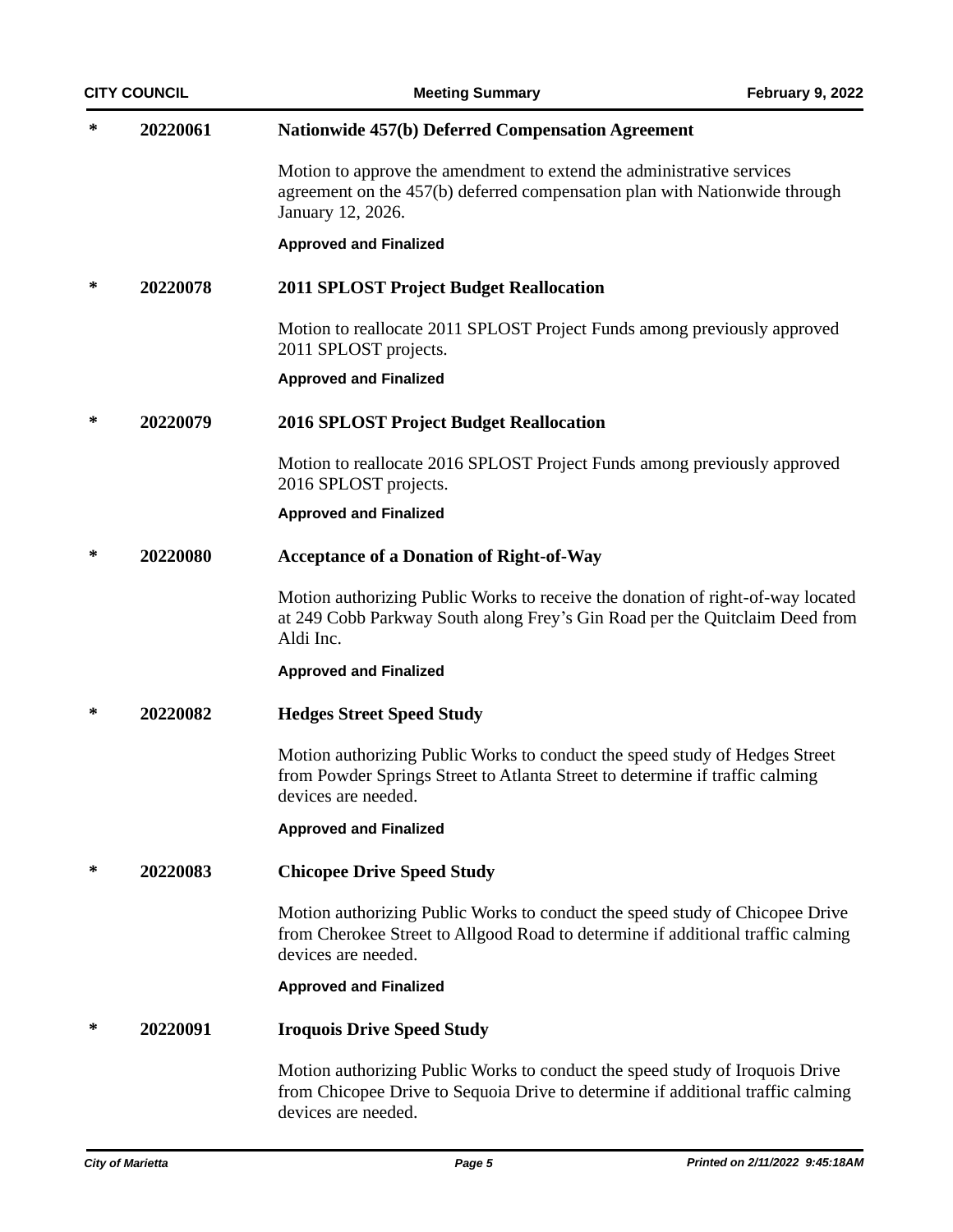**\*** **20220061** **Nationwide 457(b) Deferred Compensation Agreement**

Motion to approve the amendment to extend the administrative services agreement on the 457(b) deferred compensation plan with Nationwide through January 12, 2026.

**Approved and Finalized**

**\*** **20220078** **2011 SPLOST Project Budget Reallocation**

Motion to reallocate 2011 SPLOST Project Funds among previously approved 2011 SPLOST projects.

**Approved and Finalized**

**\*** **20220079** **2016 SPLOST Project Budget Reallocation**

Motion to reallocate 2016 SPLOST Project Funds among previously approved 2016 SPLOST projects.

**Approved and Finalized**

**\*** **20220080** **Acceptance of a Donation of Right-of-Way**

Motion authorizing Public Works to receive the donation of right-of-way located at 249 Cobb Parkway South along Frey's Gin Road per the Quitclaim Deed from Aldi Inc.

**Approved and Finalized**

**\*** **20220082** **Hedges Street Speed Study**

Motion authorizing Public Works to conduct the speed study of Hedges Street from Powder Springs Street to Atlanta Street to determine if traffic calming devices are needed.

**Approved and Finalized**

**\*** **20220083** **Chicopee Drive Speed Study**

Motion authorizing Public Works to conduct the speed study of Chicopee Drive from Cherokee Street to Allgood Road to determine if additional traffic calming devices are needed.

**Approved and Finalized**

**\*** **20220091** **Iroquois Drive Speed Study**

Motion authorizing Public Works to conduct the speed study of Iroquois Drive from Chicopee Drive to Sequoia Drive to determine if additional traffic calming devices are needed.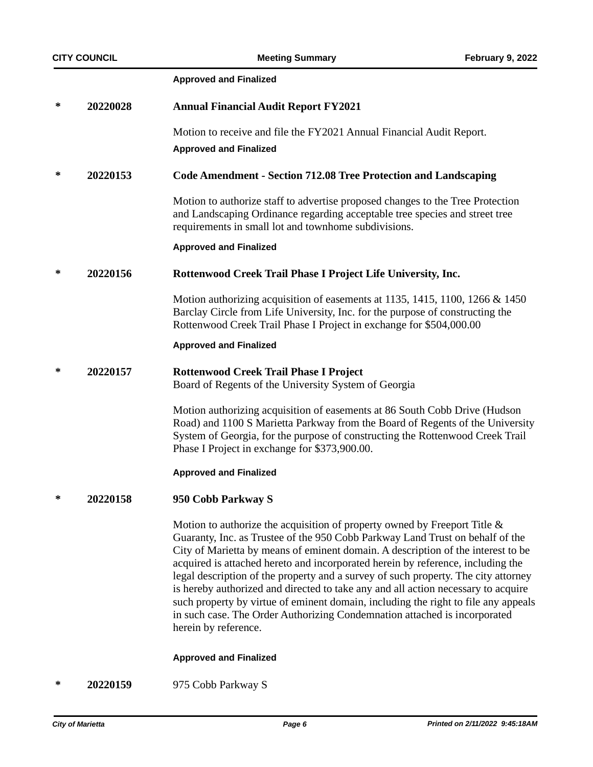**Approved and Finalized**

| * | 20220028 | **Annual Financial Audit Report FY2021** |
|---|---|---|

Motion to receive and file the FY2021 Annual Financial Audit Report.

**Approved and Finalized**

| * | 20220153 | **Code Amendment - Section 712.08 Tree Protection and Landscaping** |
|---|---|---|

Motion to authorize staff to advertise proposed changes to the Tree Protection and Landscaping Ordinance regarding acceptable tree species and street tree requirements in small lot and townhome subdivisions.

**Approved and Finalized**

| * | 20220156 | **Rottenwood Creek Trail Phase I Project Life University, Inc.** |
|---|---|---|

Motion authorizing acquisition of easements at 1135, 1415, 1100, 1266 & 1450 Barclay Circle from Life University, Inc. for the purpose of constructing the Rottenwood Creek Trail Phase I Project in exchange for $504,000.00

**Approved and Finalized**

| * | 20220157 | **Rottenwood Creek Trail Phase I Project** Board of Regents of the University System of Georgia |
|---|---|---|

Motion authorizing acquisition of easements at 86 South Cobb Drive (Hudson Road) and 1100 S Marietta Parkway from the Board of Regents of the University System of Georgia, for the purpose of constructing the Rottenwood Creek Trail Phase I Project in exchange for $373,900.00.

**Approved and Finalized**

| * | 20220158 | **950 Cobb Parkway S** |
|---|---|---|

Motion to authorize the acquisition of property owned by Freeport Title & Guaranty, Inc. as Trustee of the 950 Cobb Parkway Land Trust on behalf of the City of Marietta by means of eminent domain. A description of the interest to be acquired is attached hereto and incorporated herein by reference, including the legal description of the property and a survey of such property. The city attorney is hereby authorized and directed to take any and all action necessary to acquire such property by virtue of eminent domain, including the right to file any appeals in such case. The Order Authorizing Condemnation attached is incorporated herein by reference.

**Approved and Finalized**

| * | 20220159 | 975 Cobb Parkway S |
|---|---|---|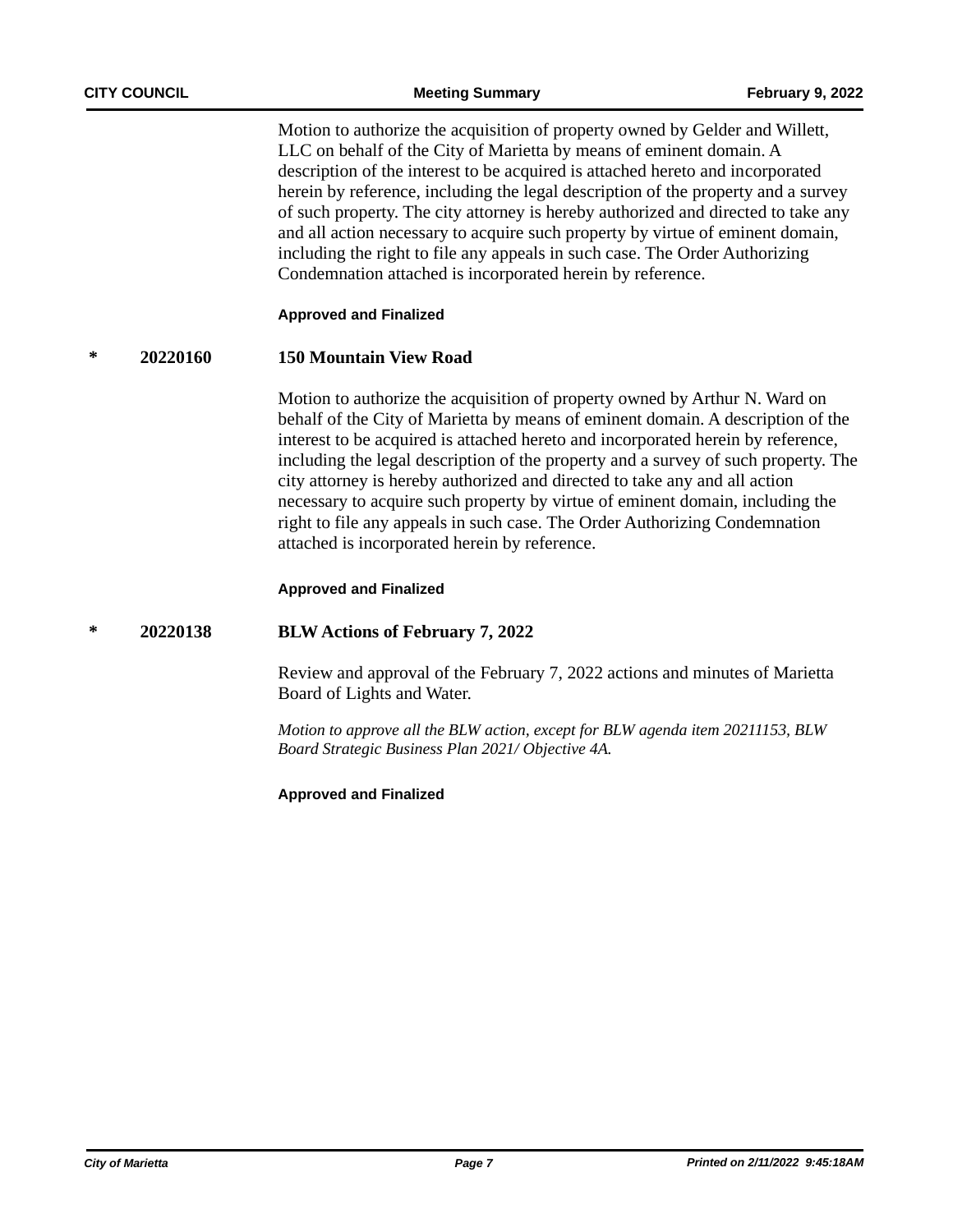Motion to authorize the acquisition of property owned by Gelder and Willett, LLC on behalf of the City of Marietta by means of eminent domain. A description of the interest to be acquired is attached hereto and incorporated herein by reference, including the legal description of the property and a survey of such property. The city attorney is hereby authorized and directed to take any and all action necessary to acquire such property by virtue of eminent domain, including the right to file any appeals in such case. The Order Authorizing Condemnation attached is incorporated herein by reference.

**Approved and Finalized**

**\* 20220160 150 Mountain View Road**

Motion to authorize the acquisition of property owned by Arthur N. Ward on behalf of the City of Marietta by means of eminent domain. A description of the interest to be acquired is attached hereto and incorporated herein by reference, including the legal description of the property and a survey of such property. The city attorney is hereby authorized and directed to take any and all action necessary to acquire such property by virtue of eminent domain, including the right to file any appeals in such case. The Order Authorizing Condemnation attached is incorporated herein by reference.

**Approved and Finalized**

**\* 20220138 BLW Actions of February 7, 2022**

Review and approval of the February 7, 2022 actions and minutes of Marietta Board of Lights and Water.

*Motion to approve all the BLW action, except for BLW agenda item 20211153, BLW Board Strategic Business Plan 2021/ Objective 4A.*

**Approved and Finalized**